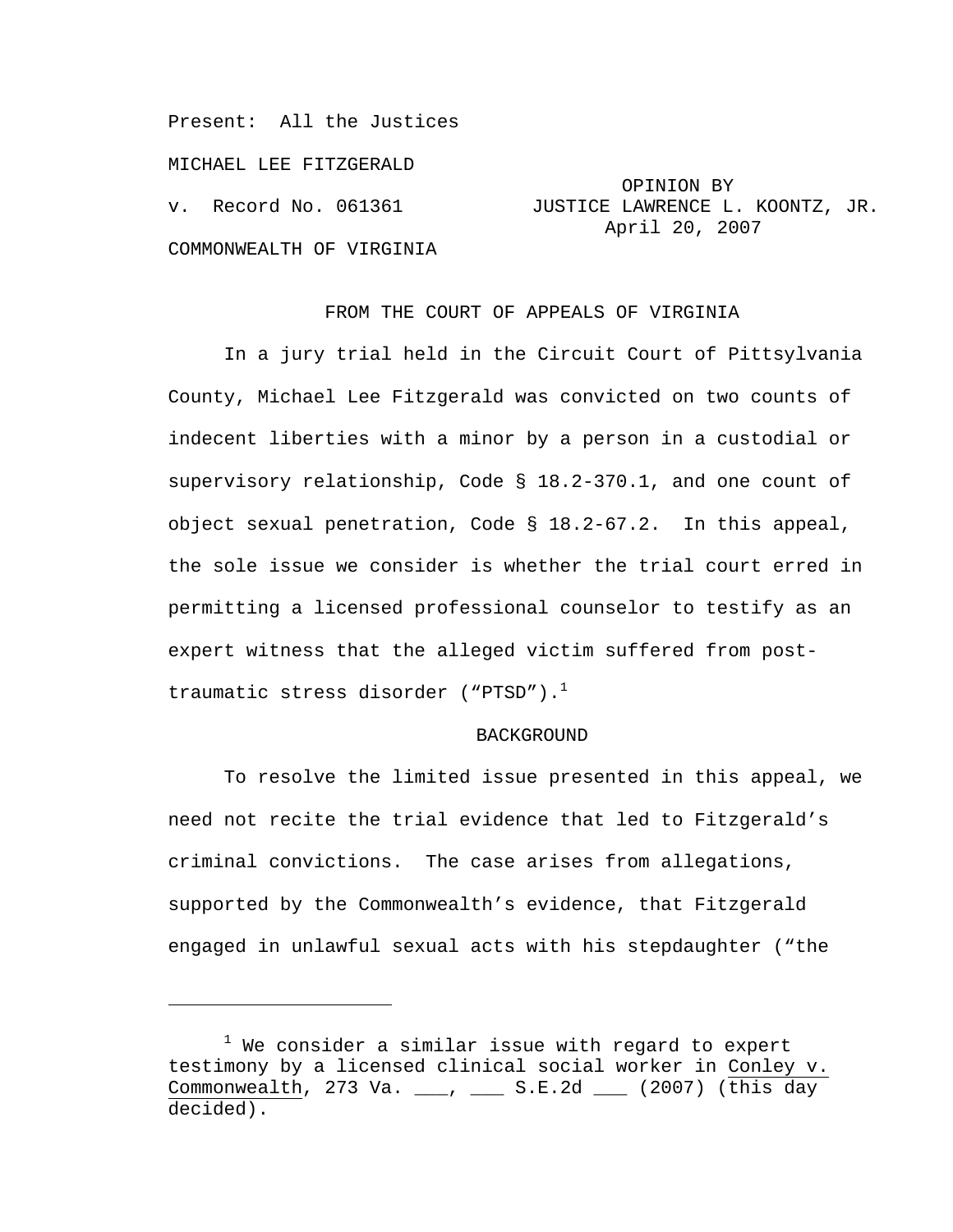Present: All the Justices

MICHAEL LEE FITZGERALD

v. Record No. 061361

OPINION BY JUSTICE LAWRENCE L. KOONTZ, JR.
April 20, 2007

COMMONWEALTH OF VIRGINIA

FROM THE COURT OF APPEALS OF VIRGINIA

In a jury trial held in the Circuit Court of Pittsylvania County, Michael Lee Fitzgerald was convicted on two counts of indecent liberties with a minor by a person in a custodial or supervisory relationship, Code § 18.2-370.1, and one count of object sexual penetration, Code § 18.2-67.2. In this appeal, the sole issue we consider is whether the trial court erred in permitting a licensed professional counselor to testify as an expert witness that the alleged victim suffered from post-traumatic stress disorder ("PTSD").[1]

## BACKGROUND

To resolve the limited issue presented in this appeal, we need not recite the trial evidence that led to Fitzgerald's criminal convictions. The case arises from allegations, supported by the Commonwealth's evidence, that Fitzgerald engaged in unlawful sexual acts with his stepdaughter ("the

---

[1] We consider a similar issue with regard to expert testimony by a licensed clinical social worker in Conley v. Commonwealth, 273 Va. ___, ___ S.E.2d ___ (2007) (this day decided).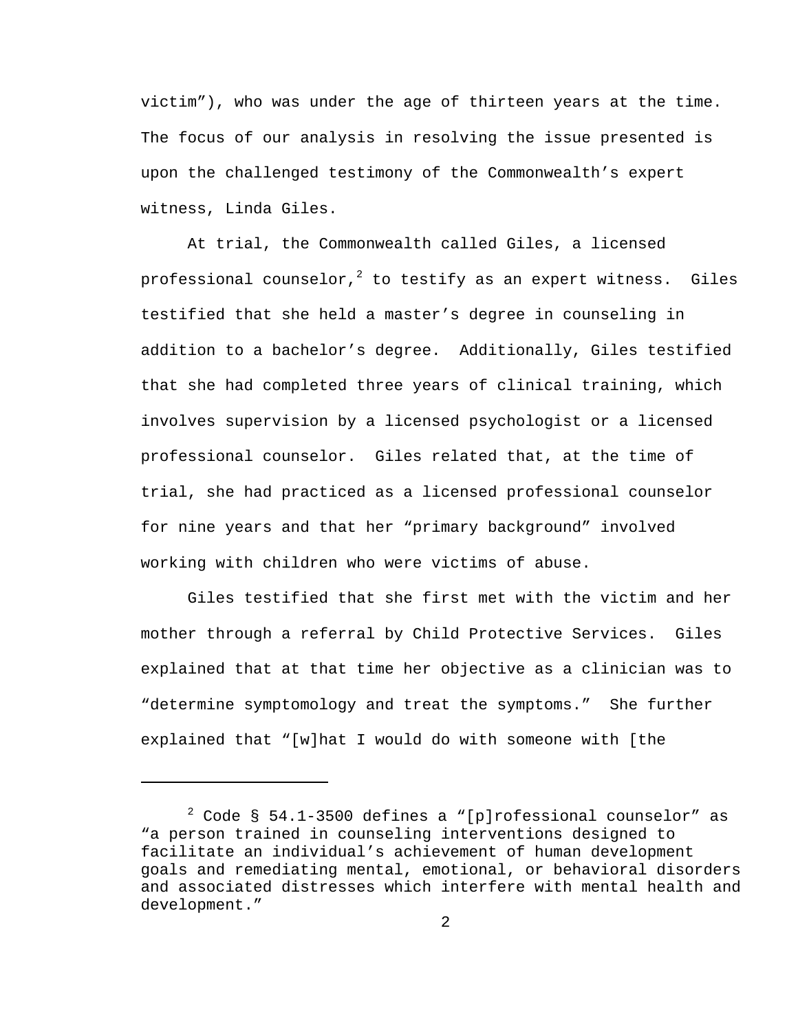victim”), who was under the age of thirteen years at the time. The focus of our analysis in resolving the issue presented is upon the challenged testimony of the Commonwealth’s expert witness, Linda Giles.

At trial, the Commonwealth called Giles, a licensed professional counselor,[2] to testify as an expert witness. Giles testified that she held a master’s degree in counseling in addition to a bachelor’s degree. Additionally, Giles testified that she had completed three years of clinical training, which involves supervision by a licensed psychologist or a licensed professional counselor. Giles related that, at the time of trial, she had practiced as a licensed professional counselor for nine years and that her “primary background” involved working with children who were victims of abuse.

Giles testified that she first met with the victim and her mother through a referral by Child Protective Services. Giles explained that at that time her objective as a clinician was to “determine symptomology and treat the symptoms.” She further explained that “[w]hat I would do with someone with [the

---

[2] Code § 54.1-3500 defines a “[p]rofessional counselor” as “a person trained in counseling interventions designed to facilitate an individual’s achievement of human development goals and remediating mental, emotional, or behavioral disorders and associated distresses which interfere with mental health and development.”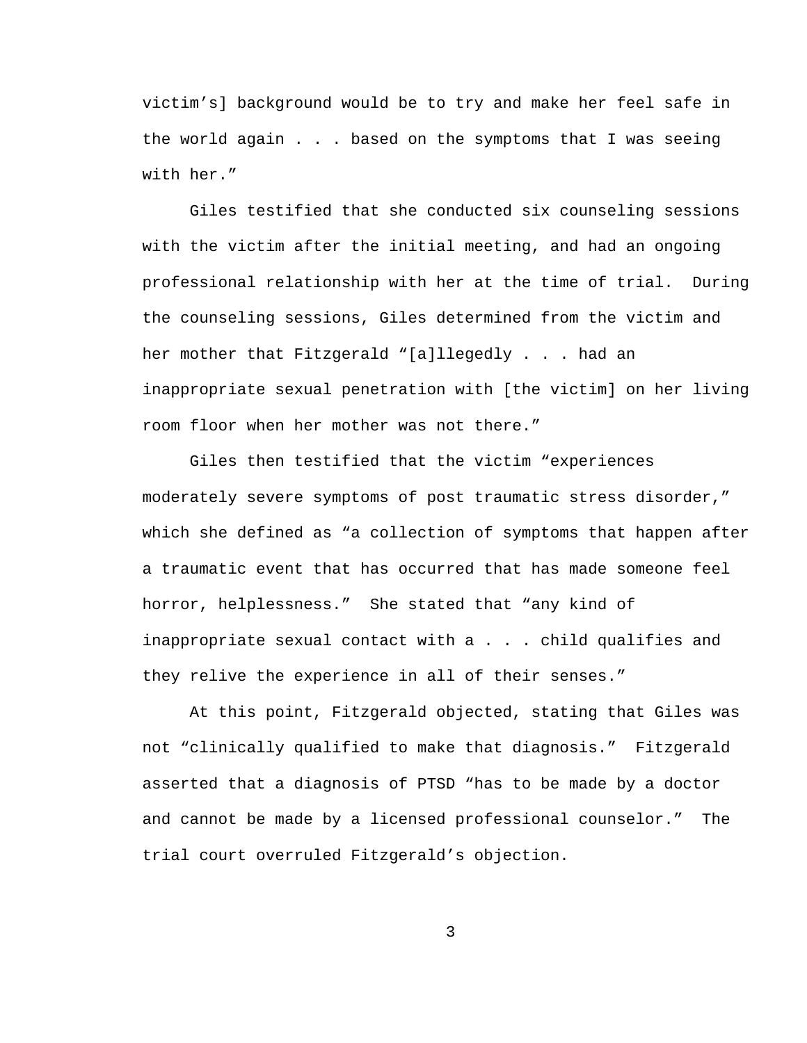victim's] background would be to try and make her feel safe in the world again . . . based on the symptoms that I was seeing with her."

Giles testified that she conducted six counseling sessions with the victim after the initial meeting, and had an ongoing professional relationship with her at the time of trial. During the counseling sessions, Giles determined from the victim and her mother that Fitzgerald "[a]llegedly . . . had an inappropriate sexual penetration with [the victim] on her living room floor when her mother was not there."

Giles then testified that the victim "experiences moderately severe symptoms of post traumatic stress disorder," which she defined as "a collection of symptoms that happen after a traumatic event that has occurred that has made someone feel horror, helplessness." She stated that "any kind of inappropriate sexual contact with a . . . child qualifies and they relive the experience in all of their senses."

At this point, Fitzgerald objected, stating that Giles was not "clinically qualified to make that diagnosis." Fitzgerald asserted that a diagnosis of PTSD "has to be made by a doctor and cannot be made by a licensed professional counselor." The trial court overruled Fitzgerald's objection.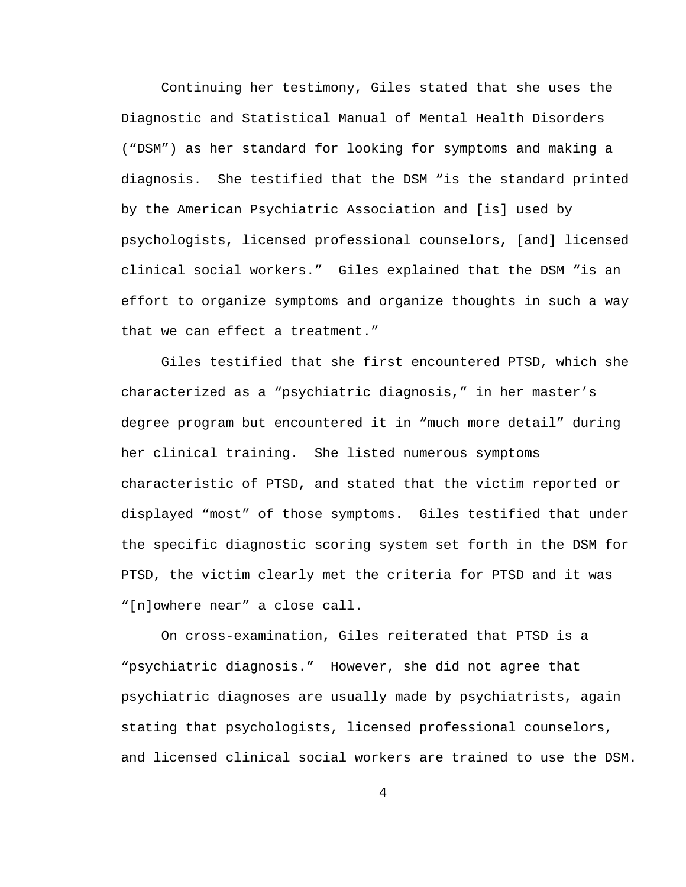Continuing her testimony, Giles stated that she uses the Diagnostic and Statistical Manual of Mental Health Disorders ("DSM") as her standard for looking for symptoms and making a diagnosis. She testified that the DSM "is the standard printed by the American Psychiatric Association and [is] used by psychologists, licensed professional counselors, [and] licensed clinical social workers." Giles explained that the DSM "is an effort to organize symptoms and organize thoughts in such a way that we can effect a treatment."

Giles testified that she first encountered PTSD, which she characterized as a "psychiatric diagnosis," in her master's degree program but encountered it in "much more detail" during her clinical training. She listed numerous symptoms characteristic of PTSD, and stated that the victim reported or displayed "most" of those symptoms. Giles testified that under the specific diagnostic scoring system set forth in the DSM for PTSD, the victim clearly met the criteria for PTSD and it was "[n]owhere near" a close call.

On cross-examination, Giles reiterated that PTSD is a "psychiatric diagnosis." However, she did not agree that psychiatric diagnoses are usually made by psychiatrists, again stating that psychologists, licensed professional counselors, and licensed clinical social workers are trained to use the DSM.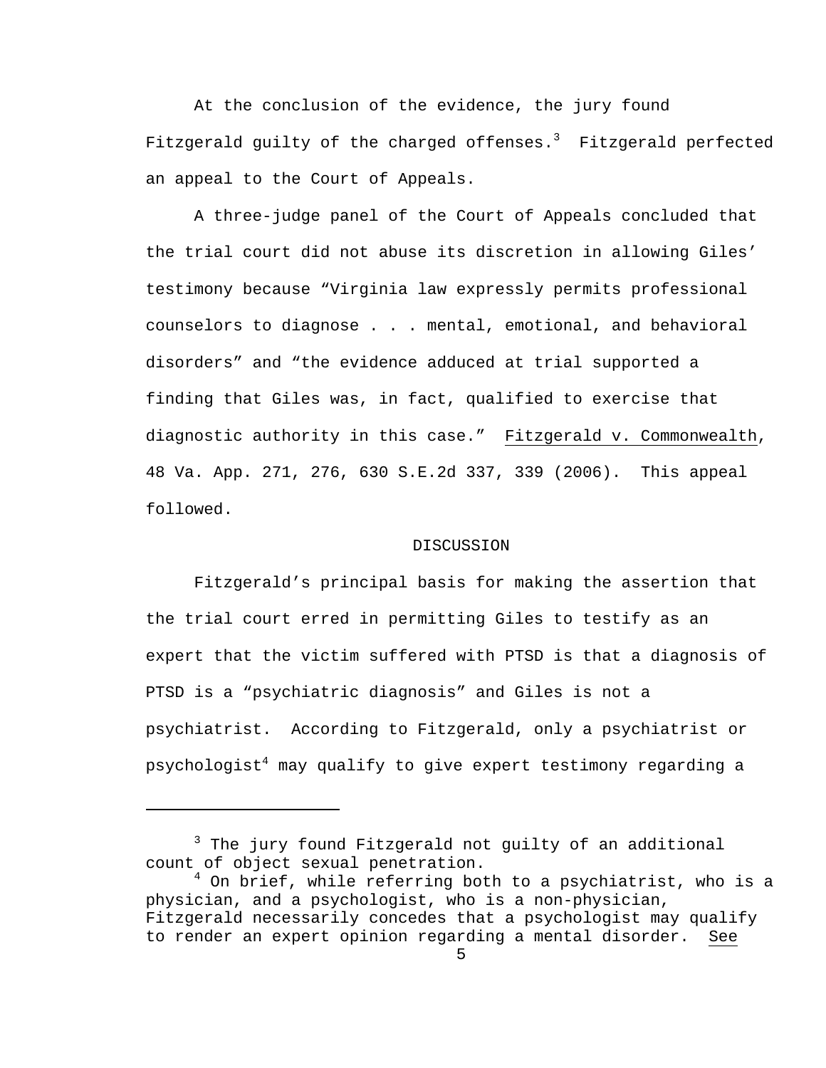At the conclusion of the evidence, the jury found Fitzgerald guilty of the charged offenses.[3] Fitzgerald perfected an appeal to the Court of Appeals.

A three-judge panel of the Court of Appeals concluded that the trial court did not abuse its discretion in allowing Giles' testimony because "Virginia law expressly permits professional counselors to diagnose . . . mental, emotional, and behavioral disorders" and "the evidence adduced at trial supported a finding that Giles was, in fact, qualified to exercise that diagnostic authority in this case." Fitzgerald v. Commonwealth, 48 Va. App. 271, 276, 630 S.E.2d 337, 339 (2006). This appeal followed.

## DISCUSSION

Fitzgerald's principal basis for making the assertion that the trial court erred in permitting Giles to testify as an expert that the victim suffered with PTSD is that a diagnosis of PTSD is a "psychiatric diagnosis" and Giles is not a psychiatrist. According to Fitzgerald, only a psychiatrist or psychologist[4] may qualify to give expert testimony regarding a

---

[3] The jury found Fitzgerald not guilty of an additional count of object sexual penetration.

[4] On brief, while referring both to a psychiatrist, who is a physician, and a psychologist, who is a non-physician, Fitzgerald necessarily concedes that a psychologist may qualify to render an expert opinion regarding a mental disorder. See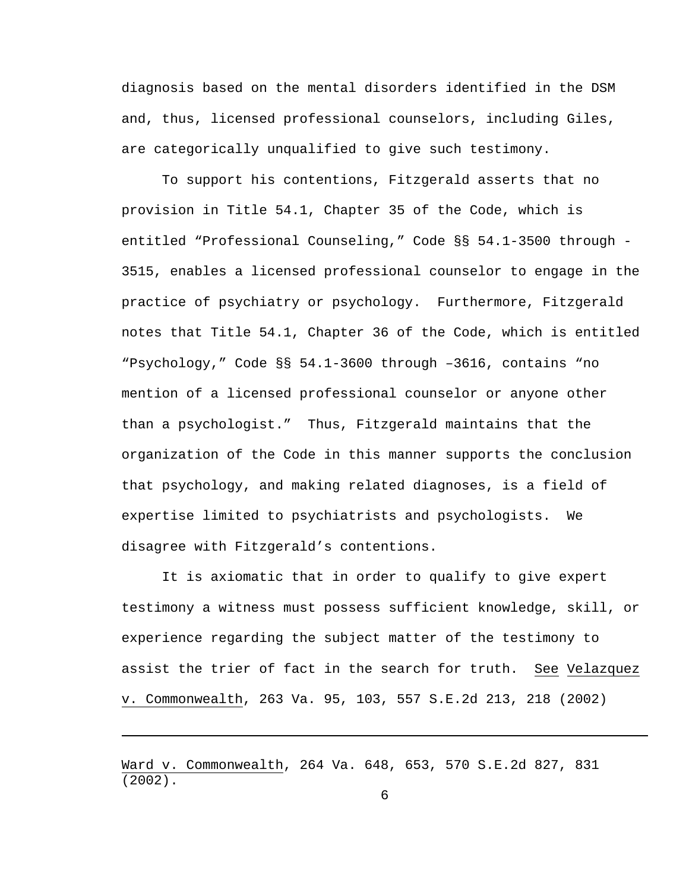diagnosis based on the mental disorders identified in the DSM and, thus, licensed professional counselors, including Giles, are categorically unqualified to give such testimony.

To support his contentions, Fitzgerald asserts that no provision in Title 54.1, Chapter 35 of the Code, which is entitled "Professional Counseling," Code §§ 54.1-3500 through -3515, enables a licensed professional counselor to engage in the practice of psychiatry or psychology. Furthermore, Fitzgerald notes that Title 54.1, Chapter 36 of the Code, which is entitled "Psychology," Code §§ 54.1-3600 through –3616, contains "no mention of a licensed professional counselor or anyone other than a psychologist." Thus, Fitzgerald maintains that the organization of the Code in this manner supports the conclusion that psychology, and making related diagnoses, is a field of expertise limited to psychiatrists and psychologists. We disagree with Fitzgerald's contentions.

It is axiomatic that in order to qualify to give expert testimony a witness must possess sufficient knowledge, skill, or experience regarding the subject matter of the testimony to assist the trier of fact in the search for truth. See Velazquez v. Commonwealth, 263 Va. 95, 103, 557 S.E.2d 213, 218 (2002)

---

Ward v. Commonwealth, 264 Va. 648, 653, 570 S.E.2d 827, 831 (2002).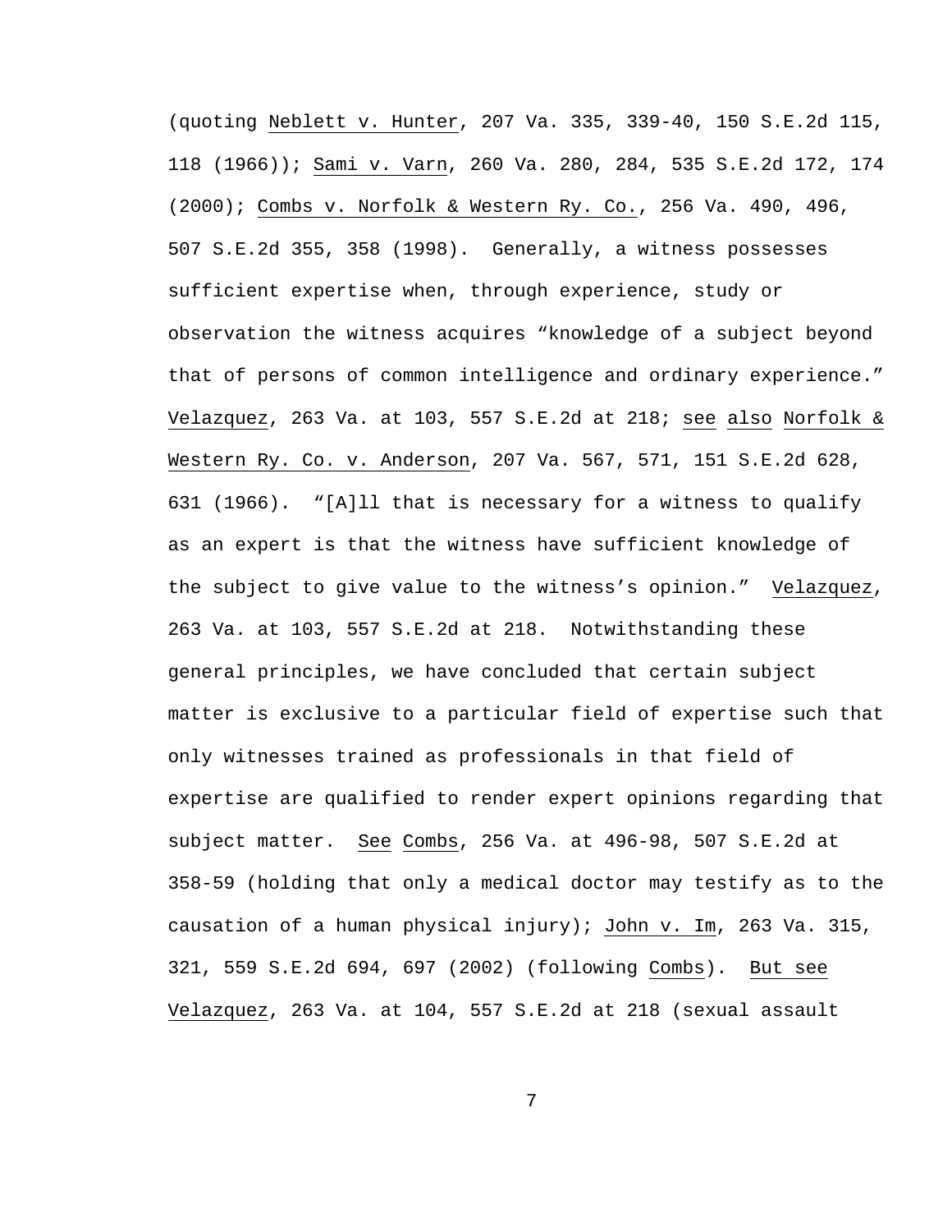(quoting Neblett v. Hunter, 207 Va. 335, 339-40, 150 S.E.2d 115, 118 (1966)); Sami v. Varn, 260 Va. 280, 284, 535 S.E.2d 172, 174 (2000); Combs v. Norfolk & Western Ry. Co., 256 Va. 490, 496, 507 S.E.2d 355, 358 (1998). Generally, a witness possesses sufficient expertise when, through experience, study or observation the witness acquires "knowledge of a subject beyond that of persons of common intelligence and ordinary experience." Velazquez, 263 Va. at 103, 557 S.E.2d at 218; see also Norfolk & Western Ry. Co. v. Anderson, 207 Va. 567, 571, 151 S.E.2d 628, 631 (1966). "[A]ll that is necessary for a witness to qualify as an expert is that the witness have sufficient knowledge of the subject to give value to the witness's opinion." Velazquez, 263 Va. at 103, 557 S.E.2d at 218. Notwithstanding these general principles, we have concluded that certain subject matter is exclusive to a particular field of expertise such that only witnesses trained as professionals in that field of expertise are qualified to render expert opinions regarding that subject matter. See Combs, 256 Va. at 496-98, 507 S.E.2d at 358-59 (holding that only a medical doctor may testify as to the causation of a human physical injury); John v. Im, 263 Va. 315, 321, 559 S.E.2d 694, 697 (2002) (following Combs). But see Velazquez, 263 Va. at 104, 557 S.E.2d at 218 (sexual assault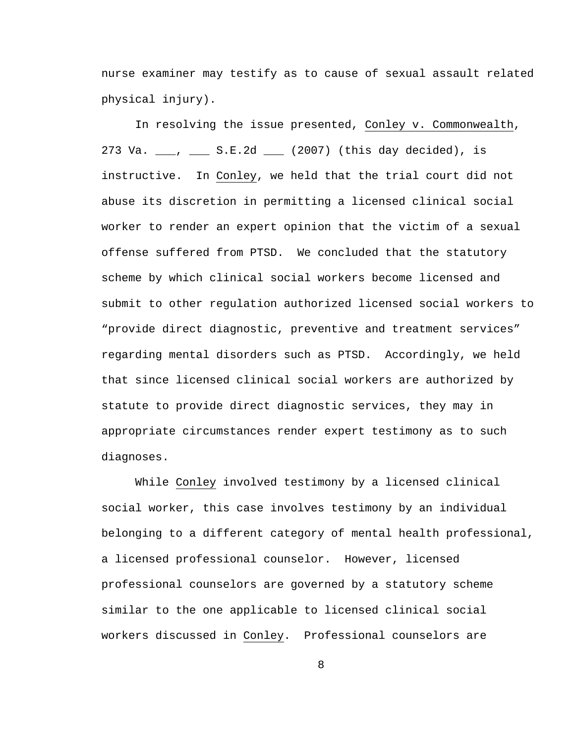nurse examiner may testify as to cause of sexual assault related physical injury).

In resolving the issue presented, Conley v. Commonwealth, 273 Va. ___, ___ S.E.2d ___ (2007) (this day decided), is instructive. In Conley, we held that the trial court did not abuse its discretion in permitting a licensed clinical social worker to render an expert opinion that the victim of a sexual offense suffered from PTSD. We concluded that the statutory scheme by which clinical social workers become licensed and submit to other regulation authorized licensed social workers to "provide direct diagnostic, preventive and treatment services" regarding mental disorders such as PTSD. Accordingly, we held that since licensed clinical social workers are authorized by statute to provide direct diagnostic services, they may in appropriate circumstances render expert testimony as to such diagnoses.

While Conley involved testimony by a licensed clinical social worker, this case involves testimony by an individual belonging to a different category of mental health professional, a licensed professional counselor. However, licensed professional counselors are governed by a statutory scheme similar to the one applicable to licensed clinical social workers discussed in Conley. Professional counselors are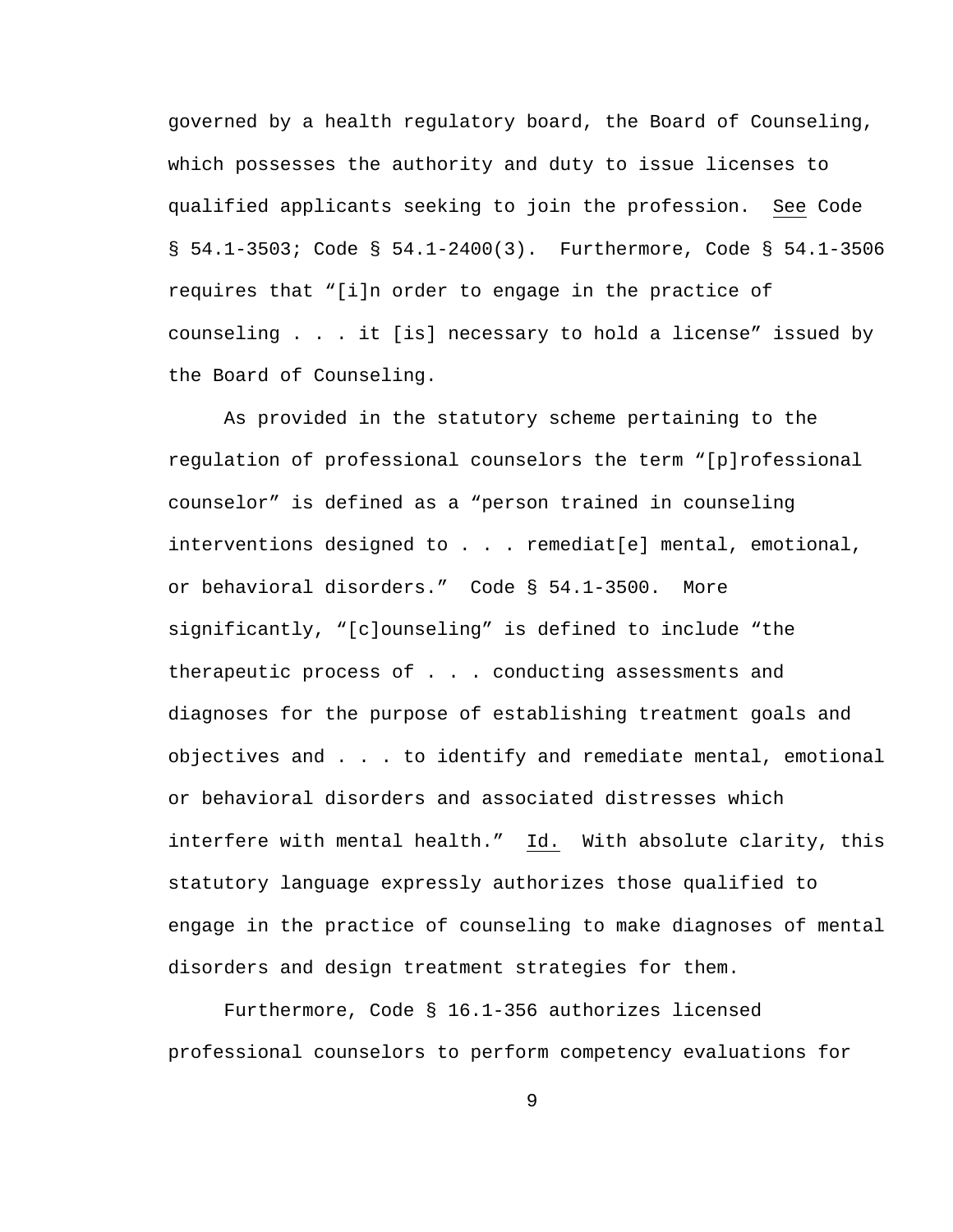governed by a health regulatory board, the Board of Counseling, which possesses the authority and duty to issue licenses to qualified applicants seeking to join the profession. See Code § 54.1-3503; Code § 54.1-2400(3). Furthermore, Code § 54.1-3506 requires that "[i]n order to engage in the practice of counseling . . . it [is] necessary to hold a license" issued by the Board of Counseling.

As provided in the statutory scheme pertaining to the regulation of professional counselors the term "[p]rofessional counselor" is defined as a "person trained in counseling interventions designed to . . . remediat[e] mental, emotional, or behavioral disorders." Code § 54.1-3500. More significantly, "[c]ounseling" is defined to include "the therapeutic process of . . . conducting assessments and diagnoses for the purpose of establishing treatment goals and objectives and . . . to identify and remediate mental, emotional or behavioral disorders and associated distresses which interfere with mental health." Id. With absolute clarity, this statutory language expressly authorizes those qualified to engage in the practice of counseling to make diagnoses of mental disorders and design treatment strategies for them.

Furthermore, Code § 16.1-356 authorizes licensed professional counselors to perform competency evaluations for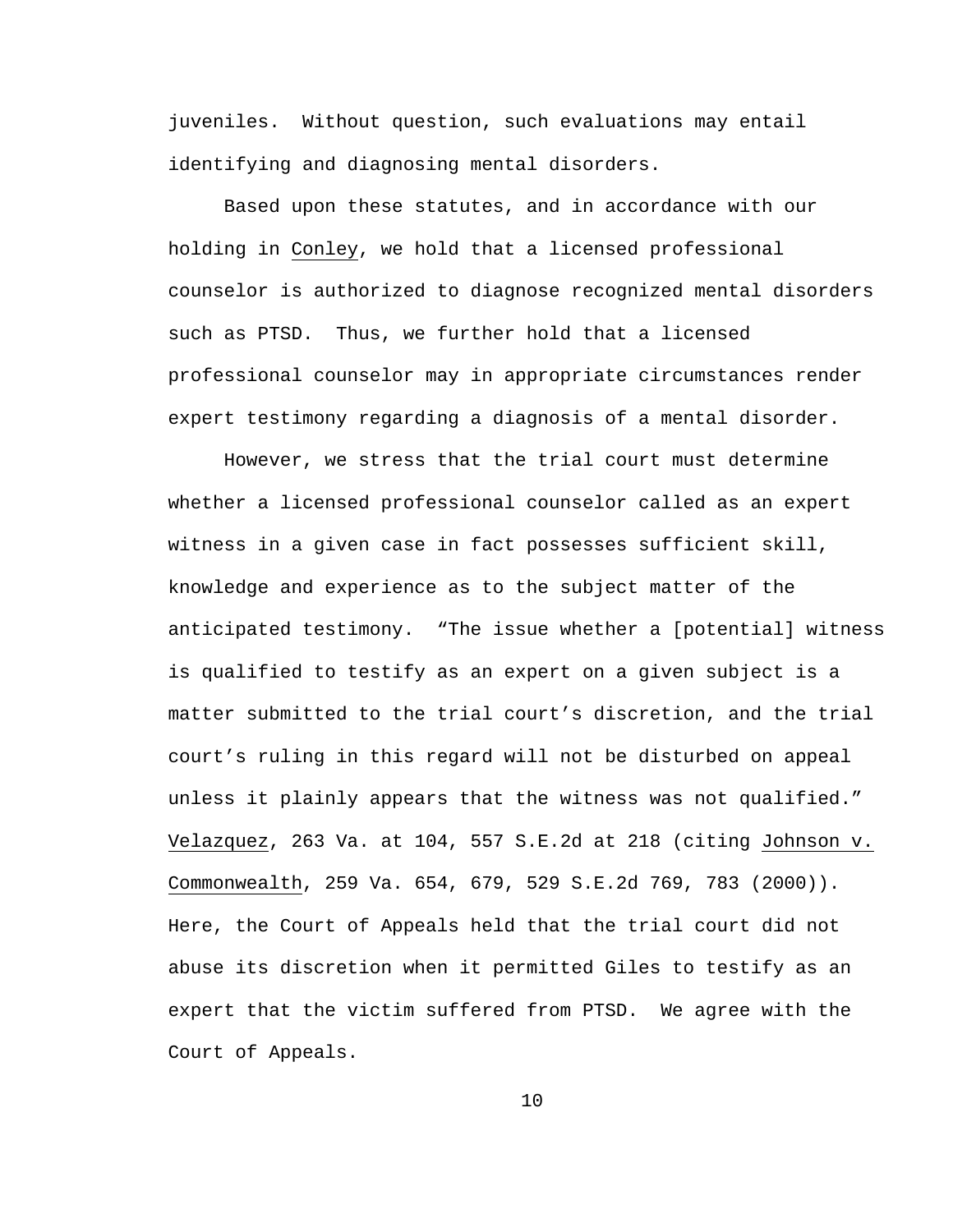juveniles. Without question, such evaluations may entail identifying and diagnosing mental disorders.

Based upon these statutes, and in accordance with our holding in Conley, we hold that a licensed professional counselor is authorized to diagnose recognized mental disorders such as PTSD. Thus, we further hold that a licensed professional counselor may in appropriate circumstances render expert testimony regarding a diagnosis of a mental disorder.

However, we stress that the trial court must determine whether a licensed professional counselor called as an expert witness in a given case in fact possesses sufficient skill, knowledge and experience as to the subject matter of the anticipated testimony. "The issue whether a [potential] witness is qualified to testify as an expert on a given subject is a matter submitted to the trial court's discretion, and the trial court's ruling in this regard will not be disturbed on appeal unless it plainly appears that the witness was not qualified." Velazquez, 263 Va. at 104, 557 S.E.2d at 218 (citing Johnson v. Commonwealth, 259 Va. 654, 679, 529 S.E.2d 769, 783 (2000)). Here, the Court of Appeals held that the trial court did not abuse its discretion when it permitted Giles to testify as an expert that the victim suffered from PTSD. We agree with the Court of Appeals.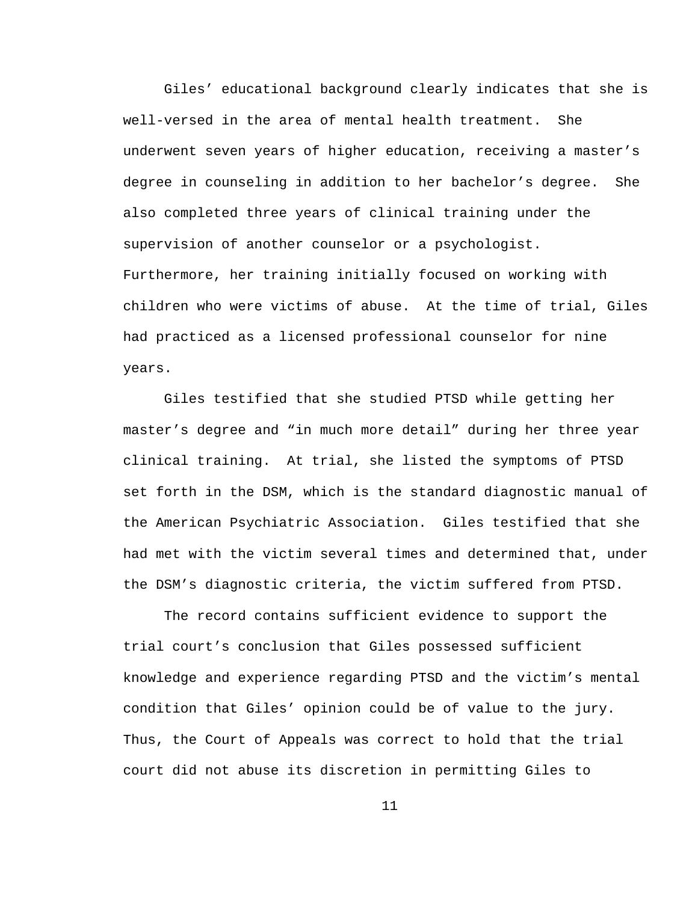Giles' educational background clearly indicates that she is well-versed in the area of mental health treatment. She underwent seven years of higher education, receiving a master's degree in counseling in addition to her bachelor's degree. She also completed three years of clinical training under the supervision of another counselor or a psychologist. Furthermore, her training initially focused on working with children who were victims of abuse. At the time of trial, Giles had practiced as a licensed professional counselor for nine years.

Giles testified that she studied PTSD while getting her master's degree and "in much more detail" during her three year clinical training. At trial, she listed the symptoms of PTSD set forth in the DSM, which is the standard diagnostic manual of the American Psychiatric Association. Giles testified that she had met with the victim several times and determined that, under the DSM's diagnostic criteria, the victim suffered from PTSD.

The record contains sufficient evidence to support the trial court's conclusion that Giles possessed sufficient knowledge and experience regarding PTSD and the victim's mental condition that Giles' opinion could be of value to the jury. Thus, the Court of Appeals was correct to hold that the trial court did not abuse its discretion in permitting Giles to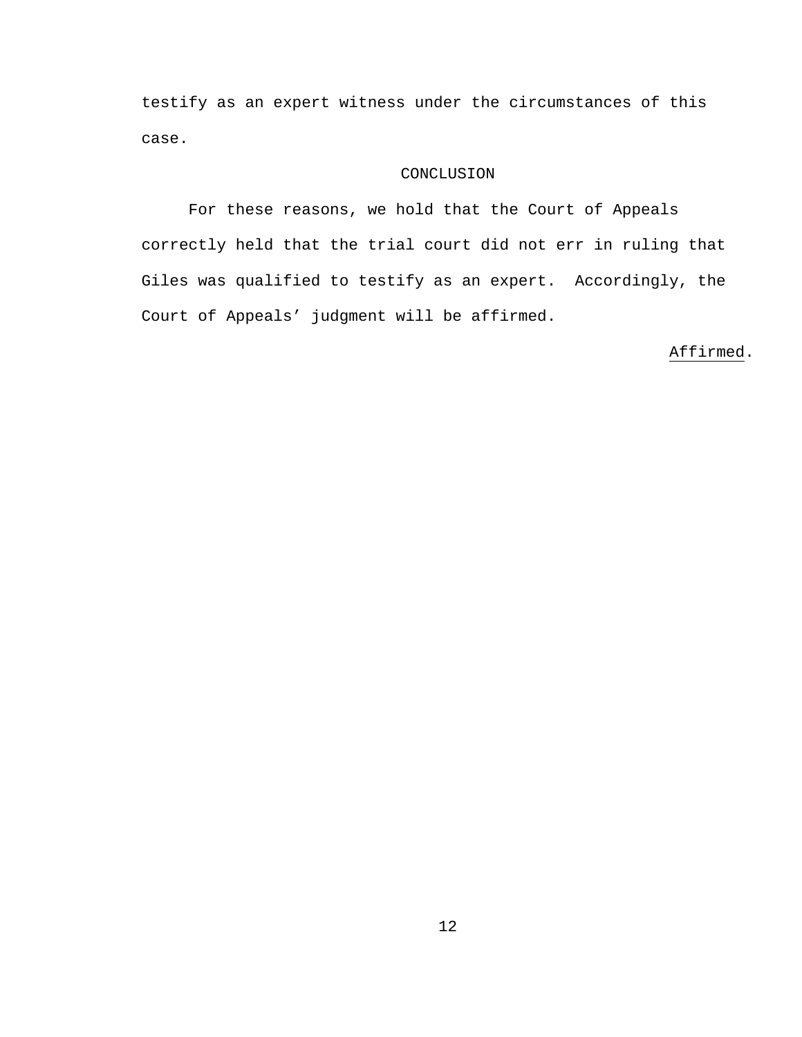testify as an expert witness under the circumstances of this case.

## CONCLUSION

For these reasons, we hold that the Court of Appeals correctly held that the trial court did not err in ruling that Giles was qualified to testify as an expert. Accordingly, the Court of Appeals' judgment will be affirmed.

Affirmed.